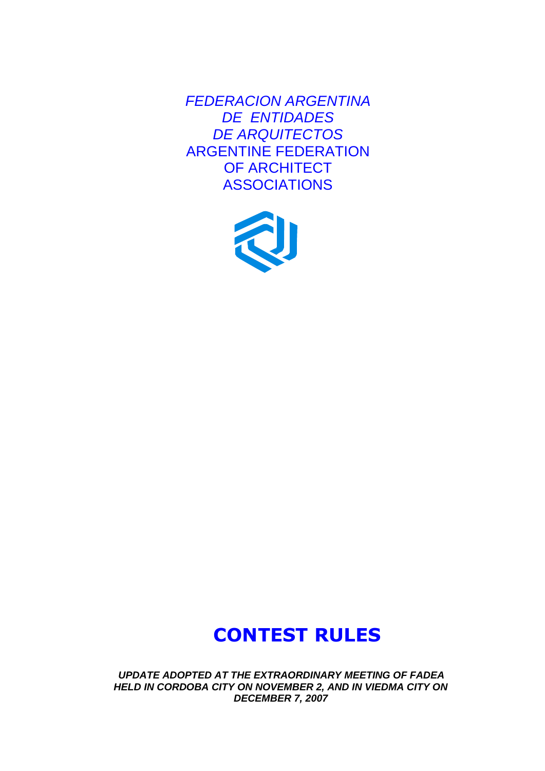*FEDERACION ARGENTINA DE ENTIDADES DE ARQUITECTOS*

ARGENTINE FEDERATION OF ARCHITECT ASSOCIATIONS

# CONTEST RULES

***UPDATE ADOPTED AT THE EXTRAORDINARY MEETING OF FADEA HELD IN CORDOBA CITY ON NOVEMBER 2, AND IN VIEDMA CITY ON DECEMBER 7, 2007***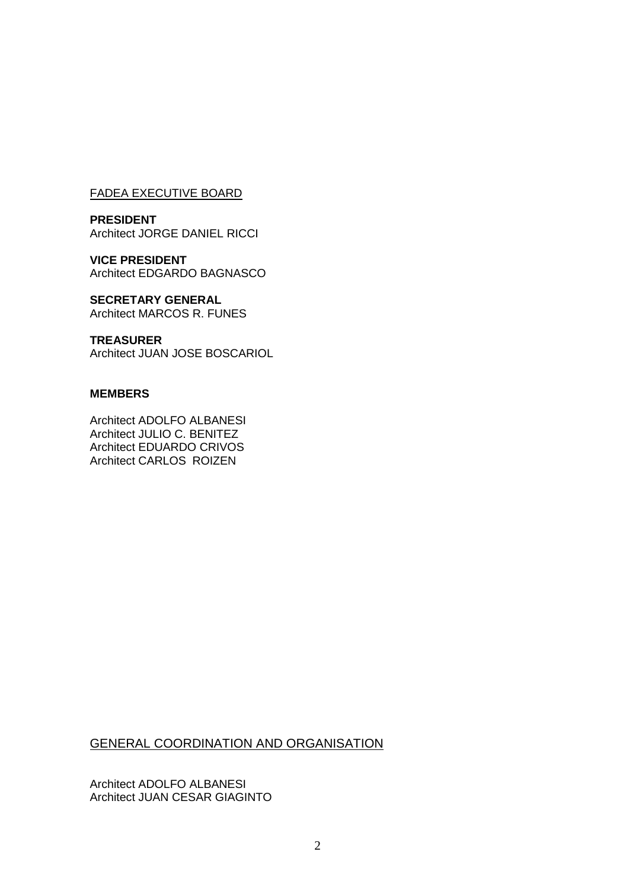## FADEA EXECUTIVE BOARD

**PRESIDENT**
Architect JORGE DANIEL RICCI

**VICE PRESIDENT**
Architect EDGARDO BAGNASCO

**SECRETARY GENERAL**
Architect MARCOS R. FUNES

**TREASURER**
Architect JUAN JOSE BOSCARIOL

**MEMBERS**

Architect ADOLFO ALBANESI
Architect JULIO C. BENITEZ
Architect EDUARDO CRIVOS
Architect CARLOS ROIZEN

## GENERAL COORDINATION AND ORGANISATION

Architect ADOLFO ALBANESI
Architect JUAN CESAR GIAGINTO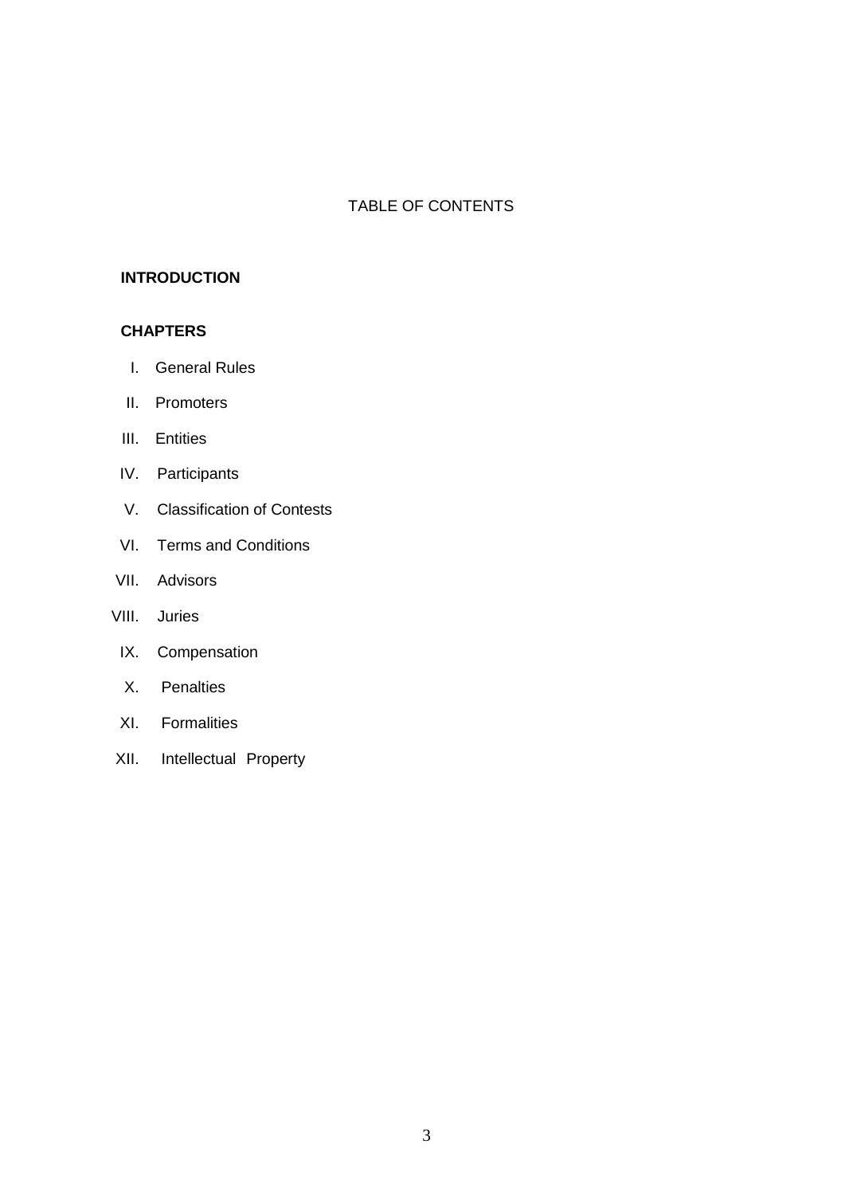# TABLE OF CONTENTS

**INTRODUCTION**

**CHAPTERS**

I. General Rules

II. Promoters

III. Entities

IV. Participants

V. Classification of Contests

VI. Terms and Conditions

VII. Advisors

VIII. Juries

IX. Compensation

X. Penalties

XI. Formalities

XII. Intellectual Property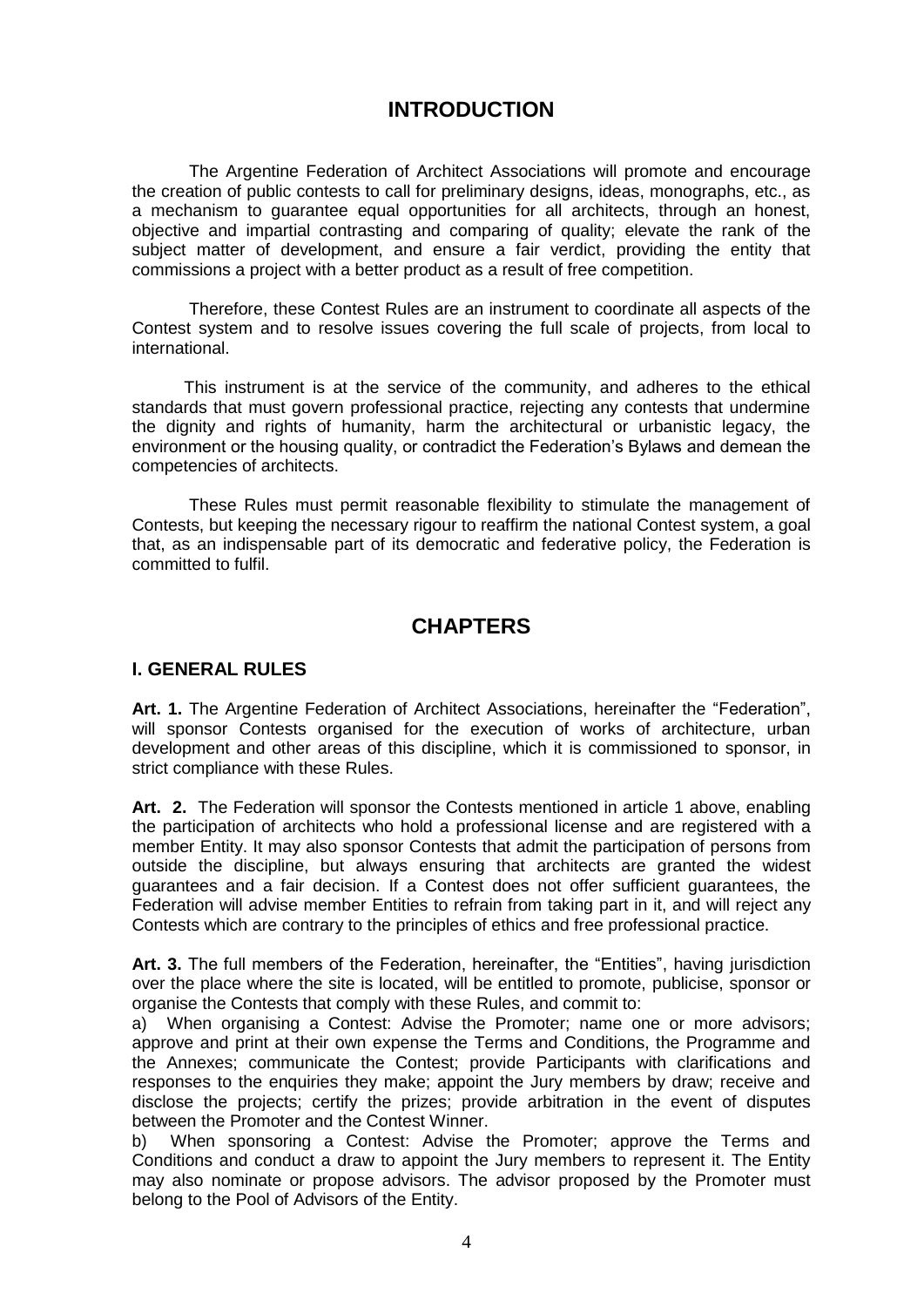# INTRODUCTION

The Argentine Federation of Architect Associations will promote and encourage the creation of public contests to call for preliminary designs, ideas, monographs, etc., as a mechanism to guarantee equal opportunities for all architects, through an honest, objective and impartial contrasting and comparing of quality; elevate the rank of the subject matter of development, and ensure a fair verdict, providing the entity that commissions a project with a better product as a result of free competition.

Therefore, these Contest Rules are an instrument to coordinate all aspects of the Contest system and to resolve issues covering the full scale of projects, from local to international.

This instrument is at the service of the community, and adheres to the ethical standards that must govern professional practice, rejecting any contests that undermine the dignity and rights of humanity, harm the architectural or urbanistic legacy, the environment or the housing quality, or contradict the Federation's Bylaws and demean the competencies of architects.

These Rules must permit reasonable flexibility to stimulate the management of Contests, but keeping the necessary rigour to reaffirm the national Contest system, a goal that, as an indispensable part of its democratic and federative policy, the Federation is committed to fulfil.

# CHAPTERS

## I. GENERAL RULES

**Art. 1.** The Argentine Federation of Architect Associations, hereinafter the "Federation", will sponsor Contests organised for the execution of works of architecture, urban development and other areas of this discipline, which it is commissioned to sponsor, in strict compliance with these Rules.

**Art. 2.** The Federation will sponsor the Contests mentioned in article 1 above, enabling the participation of architects who hold a professional license and are registered with a member Entity. It may also sponsor Contests that admit the participation of persons from outside the discipline, but always ensuring that architects are granted the widest guarantees and a fair decision. If a Contest does not offer sufficient guarantees, the Federation will advise member Entities to refrain from taking part in it, and will reject any Contests which are contrary to the principles of ethics and free professional practice.

**Art. 3.** The full members of the Federation, hereinafter, the "Entities", having jurisdiction over the place where the site is located, will be entitled to promote, publicise, sponsor or organise the Contests that comply with these Rules, and commit to:

a) When organising a Contest: Advise the Promoter; name one or more advisors; approve and print at their own expense the Terms and Conditions, the Programme and the Annexes; communicate the Contest; provide Participants with clarifications and responses to the enquiries they make; appoint the Jury members by draw; receive and disclose the projects; certify the prizes; provide arbitration in the event of disputes between the Promoter and the Contest Winner.

b) When sponsoring a Contest: Advise the Promoter; approve the Terms and Conditions and conduct a draw to appoint the Jury members to represent it. The Entity may also nominate or propose advisors. The advisor proposed by the Promoter must belong to the Pool of Advisors of the Entity.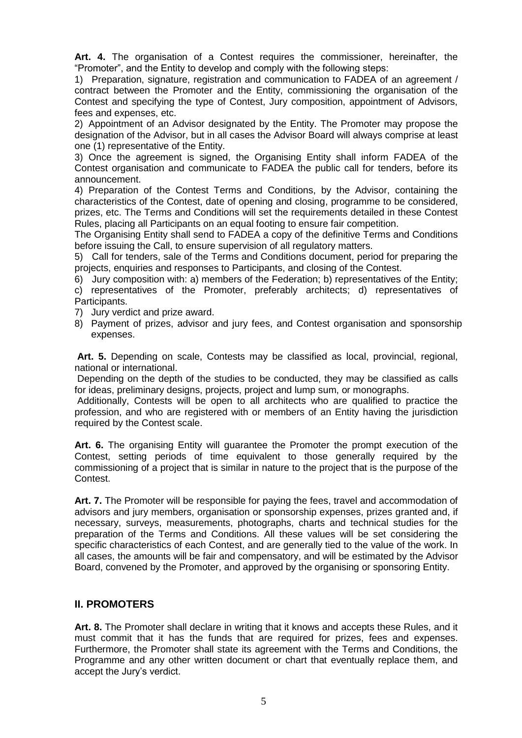**Art. 4.** The organisation of a Contest requires the commissioner, hereinafter, the "Promoter", and the Entity to develop and comply with the following steps:

1) Preparation, signature, registration and communication to FADEA of an agreement / contract between the Promoter and the Entity, commissioning the organisation of the Contest and specifying the type of Contest, Jury composition, appointment of Advisors, fees and expenses, etc.

2) Appointment of an Advisor designated by the Entity. The Promoter may propose the designation of the Advisor, but in all cases the Advisor Board will always comprise at least one (1) representative of the Entity.

3) Once the agreement is signed, the Organising Entity shall inform FADEA of the Contest organisation and communicate to FADEA the public call for tenders, before its announcement.

4) Preparation of the Contest Terms and Conditions, by the Advisor, containing the characteristics of the Contest, date of opening and closing, programme to be considered, prizes, etc. The Terms and Conditions will set the requirements detailed in these Contest Rules, placing all Participants on an equal footing to ensure fair competition.

The Organising Entity shall send to FADEA a copy of the definitive Terms and Conditions before issuing the Call, to ensure supervision of all regulatory matters.

5) Call for tenders, sale of the Terms and Conditions document, period for preparing the projects, enquiries and responses to Participants, and closing of the Contest.

6) Jury composition with: a) members of the Federation; b) representatives of the Entity; c) representatives of the Promoter, preferably architects; d) representatives of Participants.

7) Jury verdict and prize award.

8) Payment of prizes, advisor and jury fees, and Contest organisation and sponsorship expenses.

**Art. 5.** Depending on scale, Contests may be classified as local, provincial, regional, national or international.

Depending on the depth of the studies to be conducted, they may be classified as calls for ideas, preliminary designs, projects, project and lump sum, or monographs.

Additionally, Contests will be open to all architects who are qualified to practice the profession, and who are registered with or members of an Entity having the jurisdiction required by the Contest scale.

**Art. 6.** The organising Entity will guarantee the Promoter the prompt execution of the Contest, setting periods of time equivalent to those generally required by the commissioning of a project that is similar in nature to the project that is the purpose of the Contest.

**Art. 7.** The Promoter will be responsible for paying the fees, travel and accommodation of advisors and jury members, organisation or sponsorship expenses, prizes granted and, if necessary, surveys, measurements, photographs, charts and technical studies for the preparation of the Terms and Conditions. All these values will be set considering the specific characteristics of each Contest, and are generally tied to the value of the work. In all cases, the amounts will be fair and compensatory, and will be estimated by the Advisor Board, convened by the Promoter, and approved by the organising or sponsoring Entity.

## II. PROMOTERS

**Art. 8.** The Promoter shall declare in writing that it knows and accepts these Rules, and it must commit that it has the funds that are required for prizes, fees and expenses. Furthermore, the Promoter shall state its agreement with the Terms and Conditions, the Programme and any other written document or chart that eventually replace them, and accept the Jury's verdict.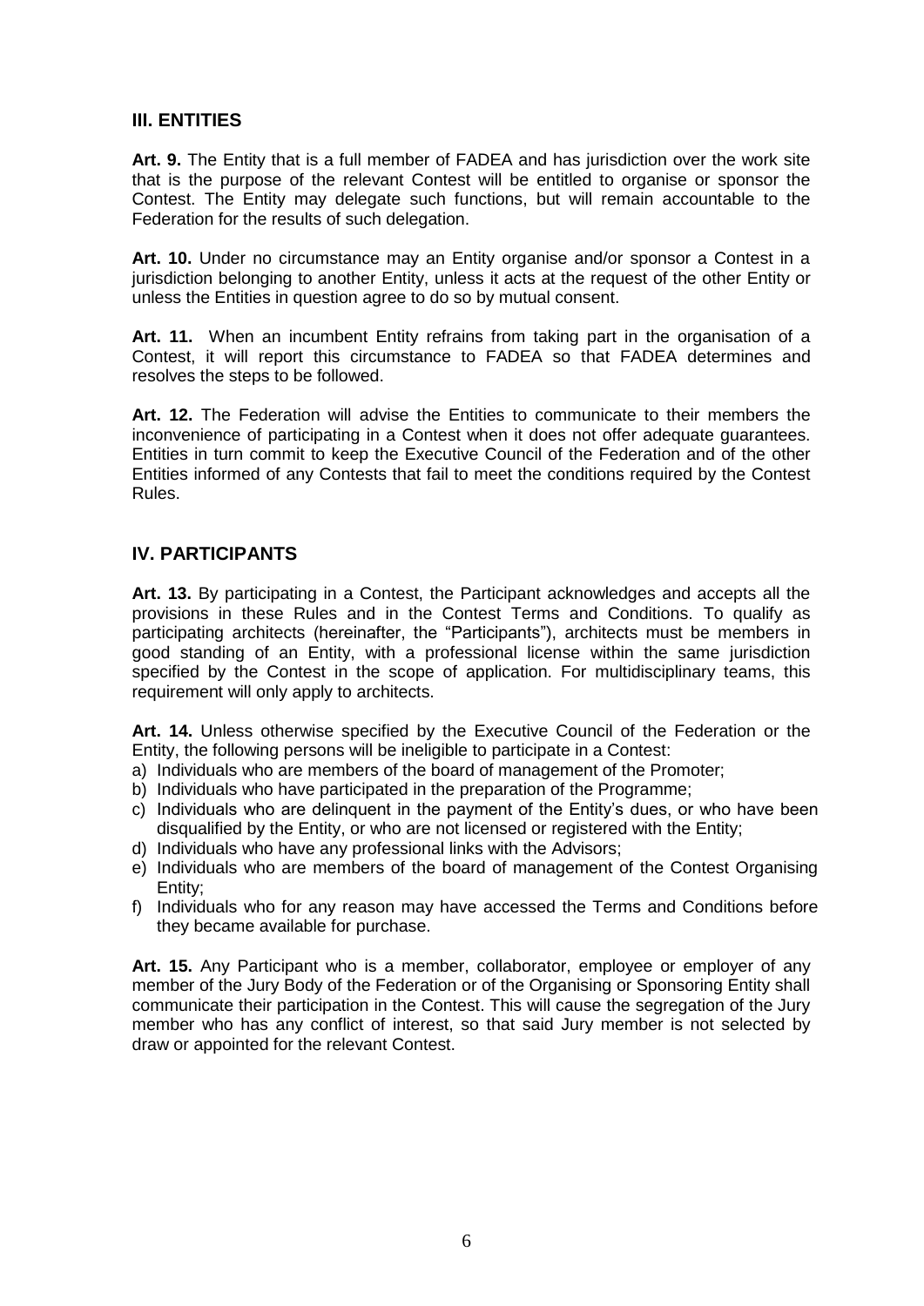## III. ENTITIES

**Art. 9.** The Entity that is a full member of FADEA and has jurisdiction over the work site that is the purpose of the relevant Contest will be entitled to organise or sponsor the Contest. The Entity may delegate such functions, but will remain accountable to the Federation for the results of such delegation.

**Art. 10.** Under no circumstance may an Entity organise and/or sponsor a Contest in a jurisdiction belonging to another Entity, unless it acts at the request of the other Entity or unless the Entities in question agree to do so by mutual consent.

**Art. 11.** When an incumbent Entity refrains from taking part in the organisation of a Contest, it will report this circumstance to FADEA so that FADEA determines and resolves the steps to be followed.

**Art. 12.** The Federation will advise the Entities to communicate to their members the inconvenience of participating in a Contest when it does not offer adequate guarantees. Entities in turn commit to keep the Executive Council of the Federation and of the other Entities informed of any Contests that fail to meet the conditions required by the Contest Rules.

## IV. PARTICIPANTS

**Art. 13.** By participating in a Contest, the Participant acknowledges and accepts all the provisions in these Rules and in the Contest Terms and Conditions. To qualify as participating architects (hereinafter, the "Participants"), architects must be members in good standing of an Entity, with a professional license within the same jurisdiction specified by the Contest in the scope of application. For multidisciplinary teams, this requirement will only apply to architects.

**Art. 14.** Unless otherwise specified by the Executive Council of the Federation or the Entity, the following persons will be ineligible to participate in a Contest:

a) Individuals who are members of the board of management of the Promoter;
b) Individuals who have participated in the preparation of the Programme;
c) Individuals who are delinquent in the payment of the Entity's dues, or who have been disqualified by the Entity, or who are not licensed or registered with the Entity;
d) Individuals who have any professional links with the Advisors;
e) Individuals who are members of the board of management of the Contest Organising Entity;
f) Individuals who for any reason may have accessed the Terms and Conditions before they became available for purchase.

**Art. 15.** Any Participant who is a member, collaborator, employee or employer of any member of the Jury Body of the Federation or of the Organising or Sponsoring Entity shall communicate their participation in the Contest. This will cause the segregation of the Jury member who has any conflict of interest, so that said Jury member is not selected by draw or appointed for the relevant Contest.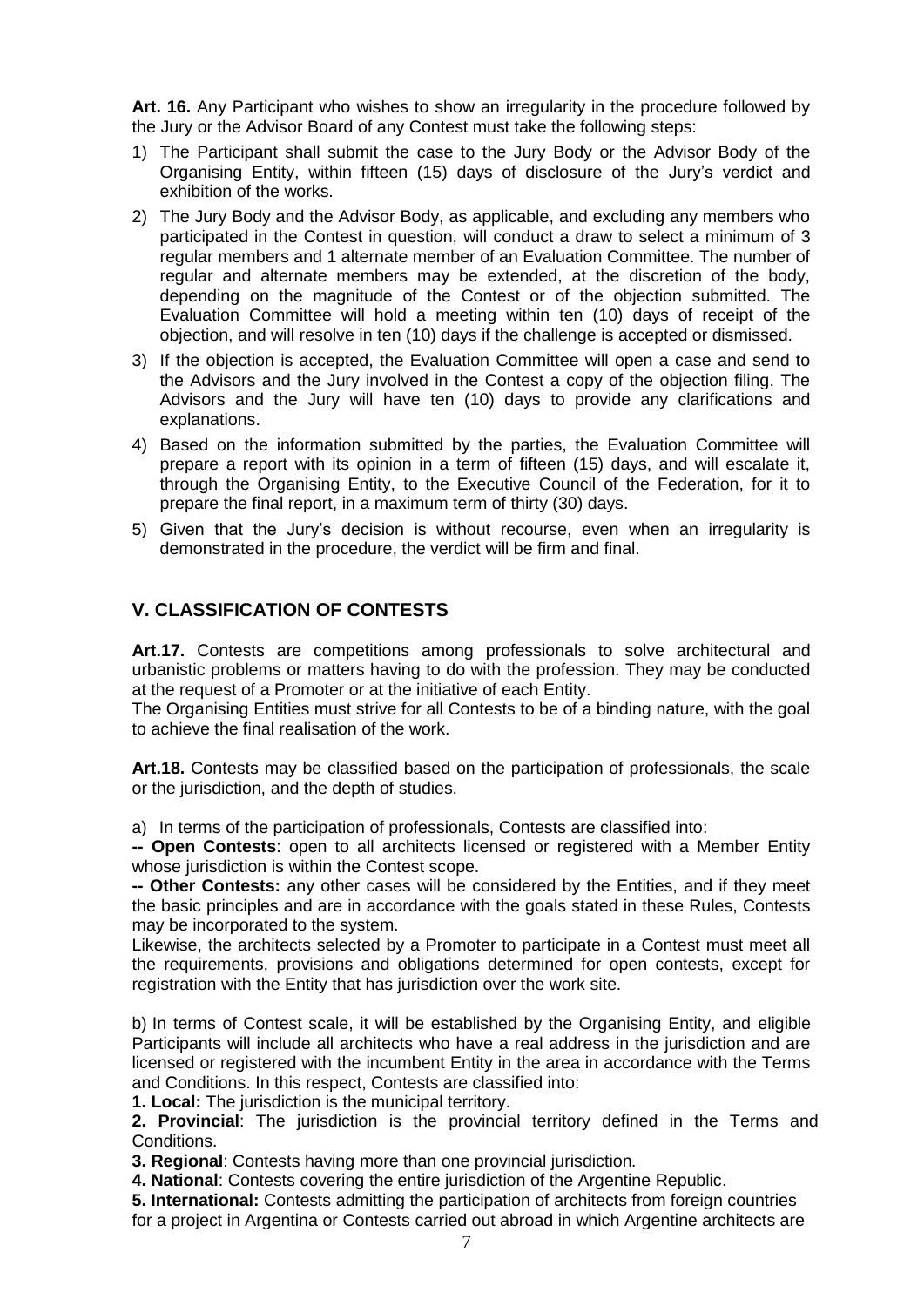**Art. 16.** Any Participant who wishes to show an irregularity in the procedure followed by the Jury or the Advisor Board of any Contest must take the following steps:

1) The Participant shall submit the case to the Jury Body or the Advisor Body of the Organising Entity, within fifteen (15) days of disclosure of the Jury's verdict and exhibition of the works.
2) The Jury Body and the Advisor Body, as applicable, and excluding any members who participated in the Contest in question, will conduct a draw to select a minimum of 3 regular members and 1 alternate member of an Evaluation Committee. The number of regular and alternate members may be extended, at the discretion of the body, depending on the magnitude of the Contest or of the objection submitted. The Evaluation Committee will hold a meeting within ten (10) days of receipt of the objection, and will resolve in ten (10) days if the challenge is accepted or dismissed.
3) If the objection is accepted, the Evaluation Committee will open a case and send to the Advisors and the Jury involved in the Contest a copy of the objection filing. The Advisors and the Jury will have ten (10) days to provide any clarifications and explanations.
4) Based on the information submitted by the parties, the Evaluation Committee will prepare a report with its opinion in a term of fifteen (15) days, and will escalate it, through the Organising Entity, to the Executive Council of the Federation, for it to prepare the final report, in a maximum term of thirty (30) days.
5) Given that the Jury's decision is without recourse, even when an irregularity is demonstrated in the procedure, the verdict will be firm and final.

## V. CLASSIFICATION OF CONTESTS

**Art.17.** Contests are competitions among professionals to solve architectural and urbanistic problems or matters having to do with the profession. They may be conducted at the request of a Promoter or at the initiative of each Entity.

The Organising Entities must strive for all Contests to be of a binding nature, with the goal to achieve the final realisation of the work.

**Art.18.** Contests may be classified based on the participation of professionals, the scale or the jurisdiction, and the depth of studies.

a) In terms of the participation of professionals, Contests are classified into:

**-- Open Contests**: open to all architects licensed or registered with a Member Entity whose jurisdiction is within the Contest scope.

**-- Other Contests:** any other cases will be considered by the Entities, and if they meet the basic principles and are in accordance with the goals stated in these Rules, Contests may be incorporated to the system.

Likewise, the architects selected by a Promoter to participate in a Contest must meet all the requirements, provisions and obligations determined for open contests, except for registration with the Entity that has jurisdiction over the work site.

b) In terms of Contest scale, it will be established by the Organising Entity, and eligible Participants will include all architects who have a real address in the jurisdiction and are licensed or registered with the incumbent Entity in the area in accordance with the Terms and Conditions. In this respect, Contests are classified into:

**1. Local:** The jurisdiction is the municipal territory.

**2. Provincial**: The jurisdiction is the provincial territory defined in the Terms and Conditions.

**3. Regional**: Contests having more than one provincial jurisdiction.

**4. National**: Contests covering the entire jurisdiction of the Argentine Republic.

**5. International:** Contests admitting the participation of architects from foreign countries for a project in Argentina or Contests carried out abroad in which Argentine architects are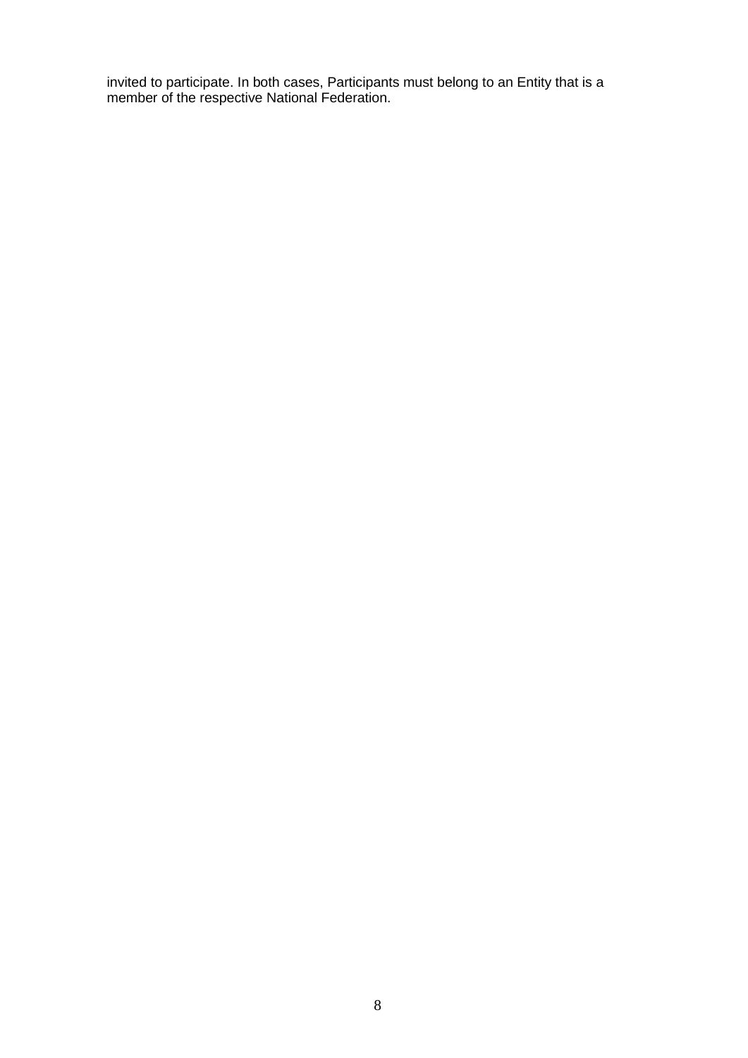invited to participate. In both cases, Participants must belong to an Entity that is a member of the respective National Federation.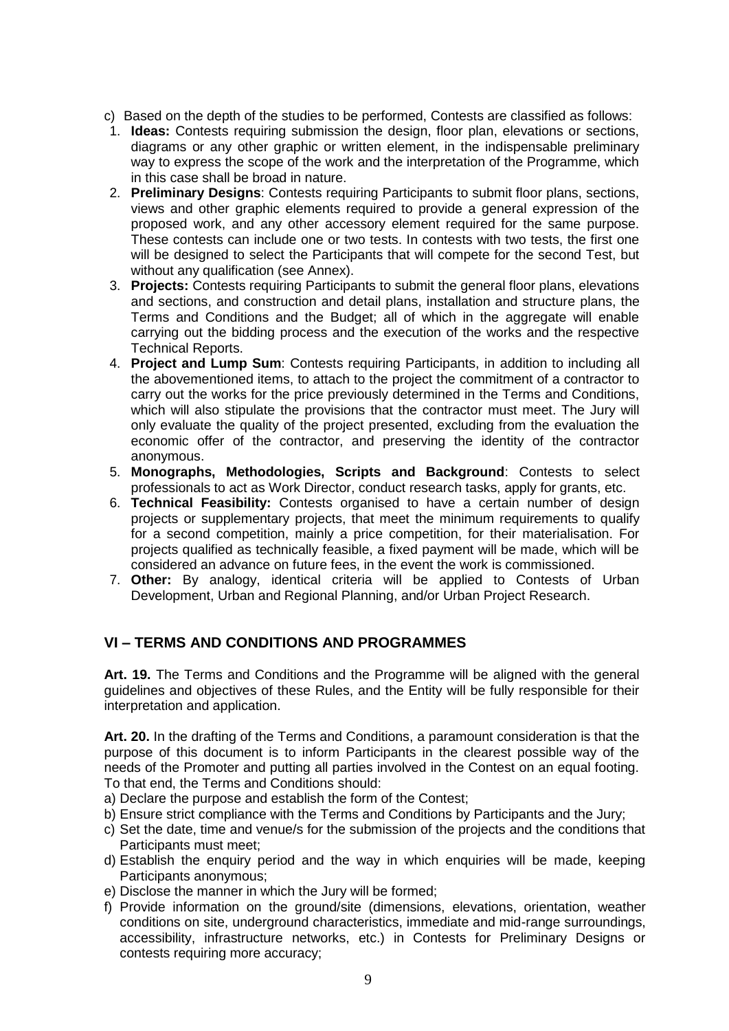c) Based on the depth of the studies to be performed, Contests are classified as follows:

1. **Ideas:** Contests requiring submission the design, floor plan, elevations or sections, diagrams or any other graphic or written element, in the indispensable preliminary way to express the scope of the work and the interpretation of the Programme, which in this case shall be broad in nature.
2. **Preliminary Designs**: Contests requiring Participants to submit floor plans, sections, views and other graphic elements required to provide a general expression of the proposed work, and any other accessory element required for the same purpose. These contests can include one or two tests. In contests with two tests, the first one will be designed to select the Participants that will compete for the second Test, but without any qualification (see Annex).
3. **Projects:** Contests requiring Participants to submit the general floor plans, elevations and sections, and construction and detail plans, installation and structure plans, the Terms and Conditions and the Budget; all of which in the aggregate will enable carrying out the bidding process and the execution of the works and the respective Technical Reports.
4. **Project and Lump Sum**: Contests requiring Participants, in addition to including all the abovementioned items, to attach to the project the commitment of a contractor to carry out the works for the price previously determined in the Terms and Conditions, which will also stipulate the provisions that the contractor must meet. The Jury will only evaluate the quality of the project presented, excluding from the evaluation the economic offer of the contractor, and preserving the identity of the contractor anonymous.
5. **Monographs, Methodologies, Scripts and Background**: Contests to select professionals to act as Work Director, conduct research tasks, apply for grants, etc.
6. **Technical Feasibility:** Contests organised to have a certain number of design projects or supplementary projects, that meet the minimum requirements to qualify for a second competition, mainly a price competition, for their materialisation. For projects qualified as technically feasible, a fixed payment will be made, which will be considered an advance on future fees, in the event the work is commissioned.
7. **Other:** By analogy, identical criteria will be applied to Contests of Urban Development, Urban and Regional Planning, and/or Urban Project Research.

## VI – TERMS AND CONDITIONS AND PROGRAMMES

**Art. 19.** The Terms and Conditions and the Programme will be aligned with the general guidelines and objectives of these Rules, and the Entity will be fully responsible for their interpretation and application.

**Art. 20.** In the drafting of the Terms and Conditions, a paramount consideration is that the purpose of this document is to inform Participants in the clearest possible way of the needs of the Promoter and putting all parties involved in the Contest on an equal footing. To that end, the Terms and Conditions should:

a) Declare the purpose and establish the form of the Contest;

b) Ensure strict compliance with the Terms and Conditions by Participants and the Jury;

c) Set the date, time and venue/s for the submission of the projects and the conditions that Participants must meet;

d) Establish the enquiry period and the way in which enquiries will be made, keeping Participants anonymous;

e) Disclose the manner in which the Jury will be formed;

f) Provide information on the ground/site (dimensions, elevations, orientation, weather conditions on site, underground characteristics, immediate and mid-range surroundings, accessibility, infrastructure networks, etc.) in Contests for Preliminary Designs or contests requiring more accuracy;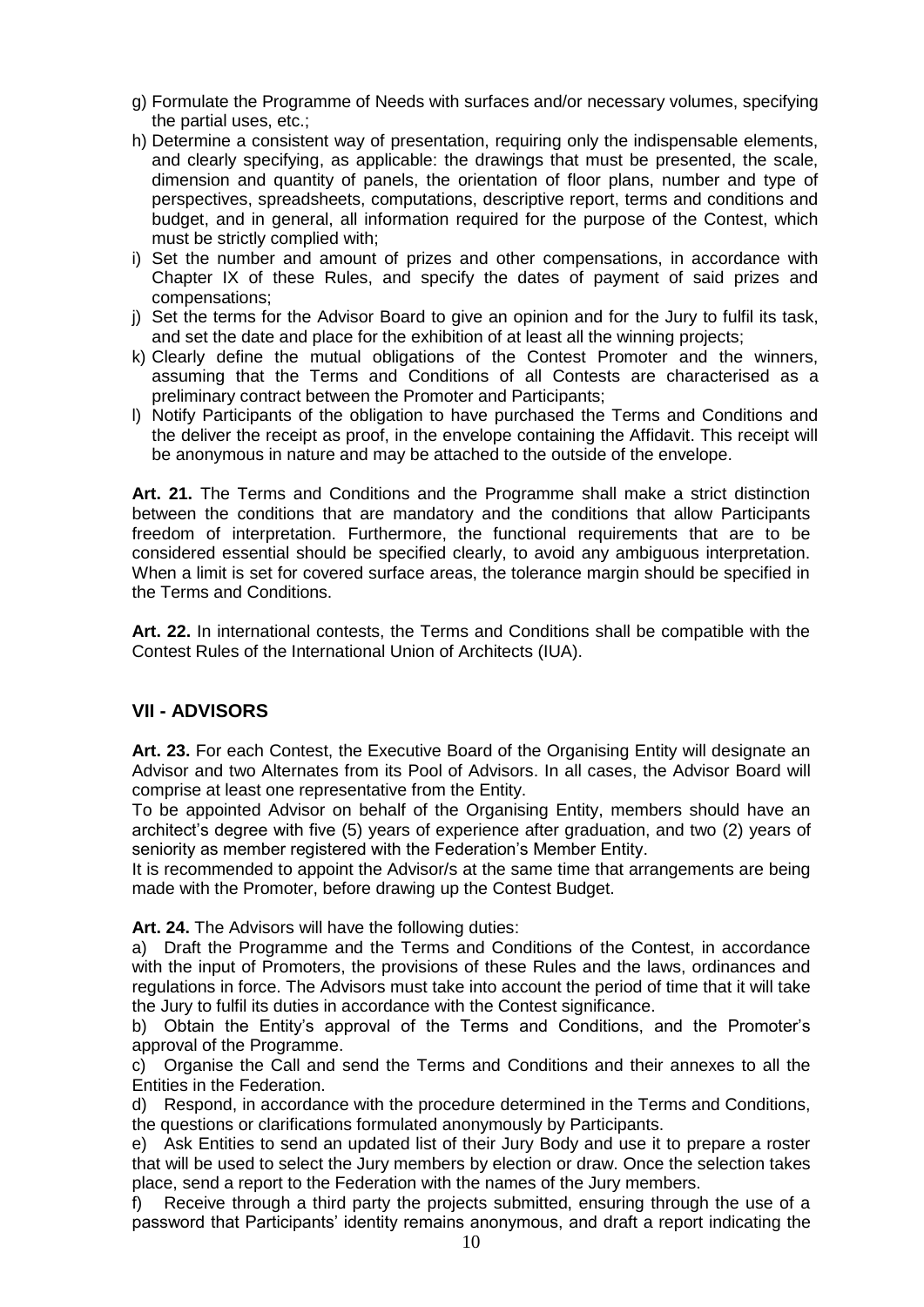g) Formulate the Programme of Needs with surfaces and/or necessary volumes, specifying the partial uses, etc.;
h) Determine a consistent way of presentation, requiring only the indispensable elements, and clearly specifying, as applicable: the drawings that must be presented, the scale, dimension and quantity of panels, the orientation of floor plans, number and type of perspectives, spreadsheets, computations, descriptive report, terms and conditions and budget, and in general, all information required for the purpose of the Contest, which must be strictly complied with;
i) Set the number and amount of prizes and other compensations, in accordance with Chapter IX of these Rules, and specify the dates of payment of said prizes and compensations;
j) Set the terms for the Advisor Board to give an opinion and for the Jury to fulfil its task, and set the date and place for the exhibition of at least all the winning projects;
k) Clearly define the mutual obligations of the Contest Promoter and the winners, assuming that the Terms and Conditions of all Contests are characterised as a preliminary contract between the Promoter and Participants;
l) Notify Participants of the obligation to have purchased the Terms and Conditions and the deliver the receipt as proof, in the envelope containing the Affidavit. This receipt will be anonymous in nature and may be attached to the outside of the envelope.

**Art. 21.** The Terms and Conditions and the Programme shall make a strict distinction between the conditions that are mandatory and the conditions that allow Participants freedom of interpretation. Furthermore, the functional requirements that are to be considered essential should be specified clearly, to avoid any ambiguous interpretation. When a limit is set for covered surface areas, the tolerance margin should be specified in the Terms and Conditions.

**Art. 22.** In international contests, the Terms and Conditions shall be compatible with the Contest Rules of the International Union of Architects (IUA).

## VII - ADVISORS

**Art. 23.** For each Contest, the Executive Board of the Organising Entity will designate an Advisor and two Alternates from its Pool of Advisors. In all cases, the Advisor Board will comprise at least one representative from the Entity.
To be appointed Advisor on behalf of the Organising Entity, members should have an architect's degree with five (5) years of experience after graduation, and two (2) years of seniority as member registered with the Federation's Member Entity.
It is recommended to appoint the Advisor/s at the same time that arrangements are being made with the Promoter, before drawing up the Contest Budget.

**Art. 24.** The Advisors will have the following duties:

a) Draft the Programme and the Terms and Conditions of the Contest, in accordance with the input of Promoters, the provisions of these Rules and the laws, ordinances and regulations in force. The Advisors must take into account the period of time that it will take the Jury to fulfil its duties in accordance with the Contest significance.

b) Obtain the Entity's approval of the Terms and Conditions, and the Promoter's approval of the Programme.

c) Organise the Call and send the Terms and Conditions and their annexes to all the Entities in the Federation.

d) Respond, in accordance with the procedure determined in the Terms and Conditions, the questions or clarifications formulated anonymously by Participants.

e) Ask Entities to send an updated list of their Jury Body and use it to prepare a roster that will be used to select the Jury members by election or draw. Once the selection takes place, send a report to the Federation with the names of the Jury members.

f) Receive through a third party the projects submitted, ensuring through the use of a password that Participants' identity remains anonymous, and draft a report indicating the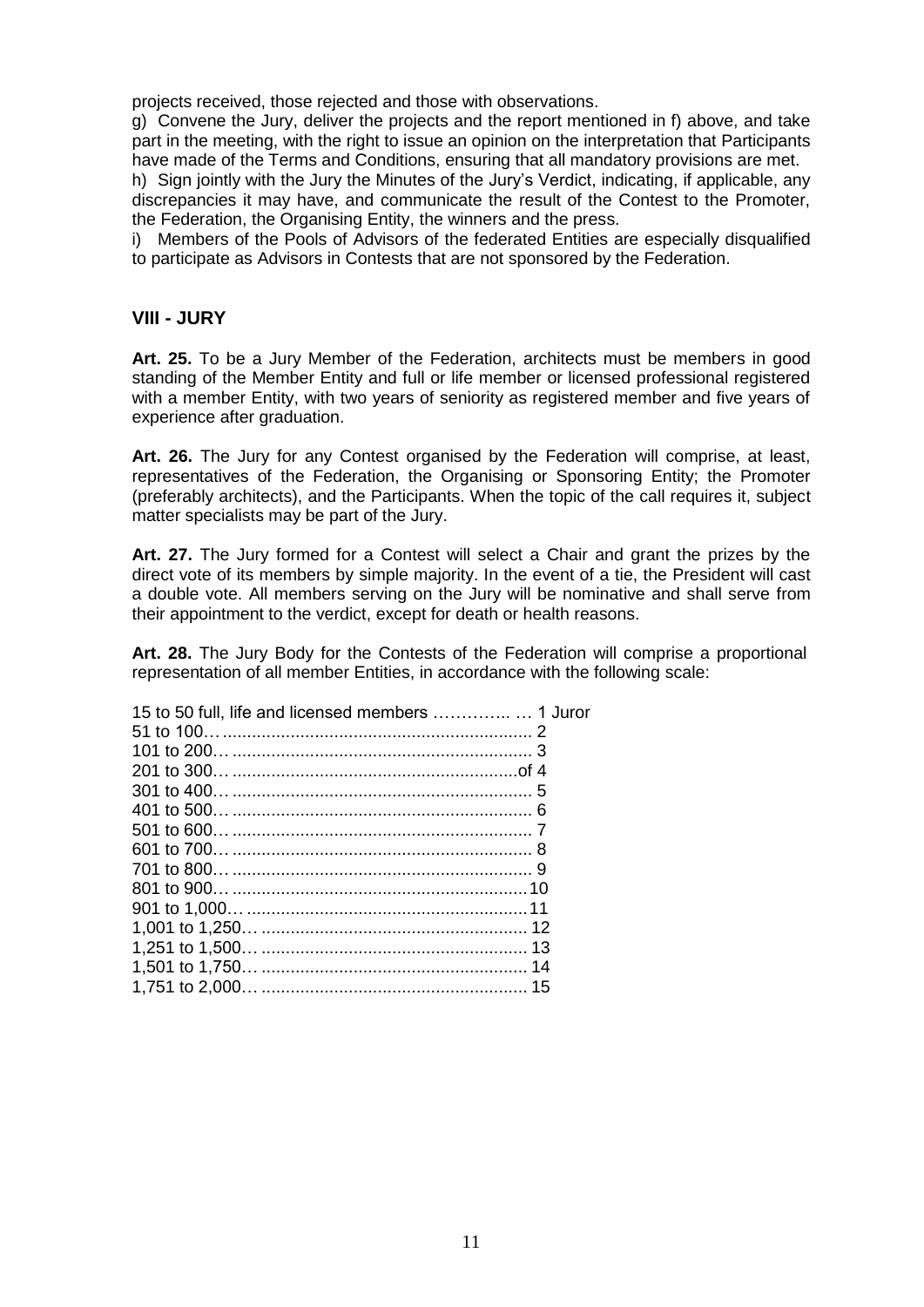projects received, those rejected and those with observations.

g) Convene the Jury, deliver the projects and the report mentioned in f) above, and take part in the meeting, with the right to issue an opinion on the interpretation that Participants have made of the Terms and Conditions, ensuring that all mandatory provisions are met.

h) Sign jointly with the Jury the Minutes of the Jury's Verdict, indicating, if applicable, any discrepancies it may have, and communicate the result of the Contest to the Promoter, the Federation, the Organising Entity, the winners and the press.

i) Members of the Pools of Advisors of the federated Entities are especially disqualified to participate as Advisors in Contests that are not sponsored by the Federation.

## VIII - JURY

**Art. 25.** To be a Jury Member of the Federation, architects must be members in good standing of the Member Entity and full or life member or licensed professional registered with a member Entity, with two years of seniority as registered member and five years of experience after graduation.

**Art. 26.** The Jury for any Contest organised by the Federation will comprise, at least, representatives of the Federation, the Organising or Sponsoring Entity; the Promoter (preferably architects), and the Participants. When the topic of the call requires it, subject matter specialists may be part of the Jury.

**Art. 27.** The Jury formed for a Contest will select a Chair and grant the prizes by the direct vote of its members by simple majority. In the event of a tie, the President will cast a double vote. All members serving on the Jury will be nominative and shall serve from their appointment to the verdict, except for death or health reasons.

**Art. 28.** The Jury Body for the Contests of the Federation will comprise a proportional representation of all member Entities, in accordance with the following scale:

15 to 50 full, life and licensed members ………….. … 1 Juror
51 to 100… ................................................................ 2
101 to 200… .............................................................. 3
201 to 300… ...........................................................of 4
301 to 400… .............................................................. 5
401 to 500… .............................................................. 6
501 to 600… .............................................................. 7
601 to 700… .............................................................. 8
701 to 800… .............................................................. 9
801 to 900… ............................................................. 10
901 to 1,000… ........................................................... 11
1,001 to 1,250… ....................................................... 12
1,251 to 1,500… ....................................................... 13
1,501 to 1,750… ....................................................... 14
1,751 to 2,000… ....................................................... 15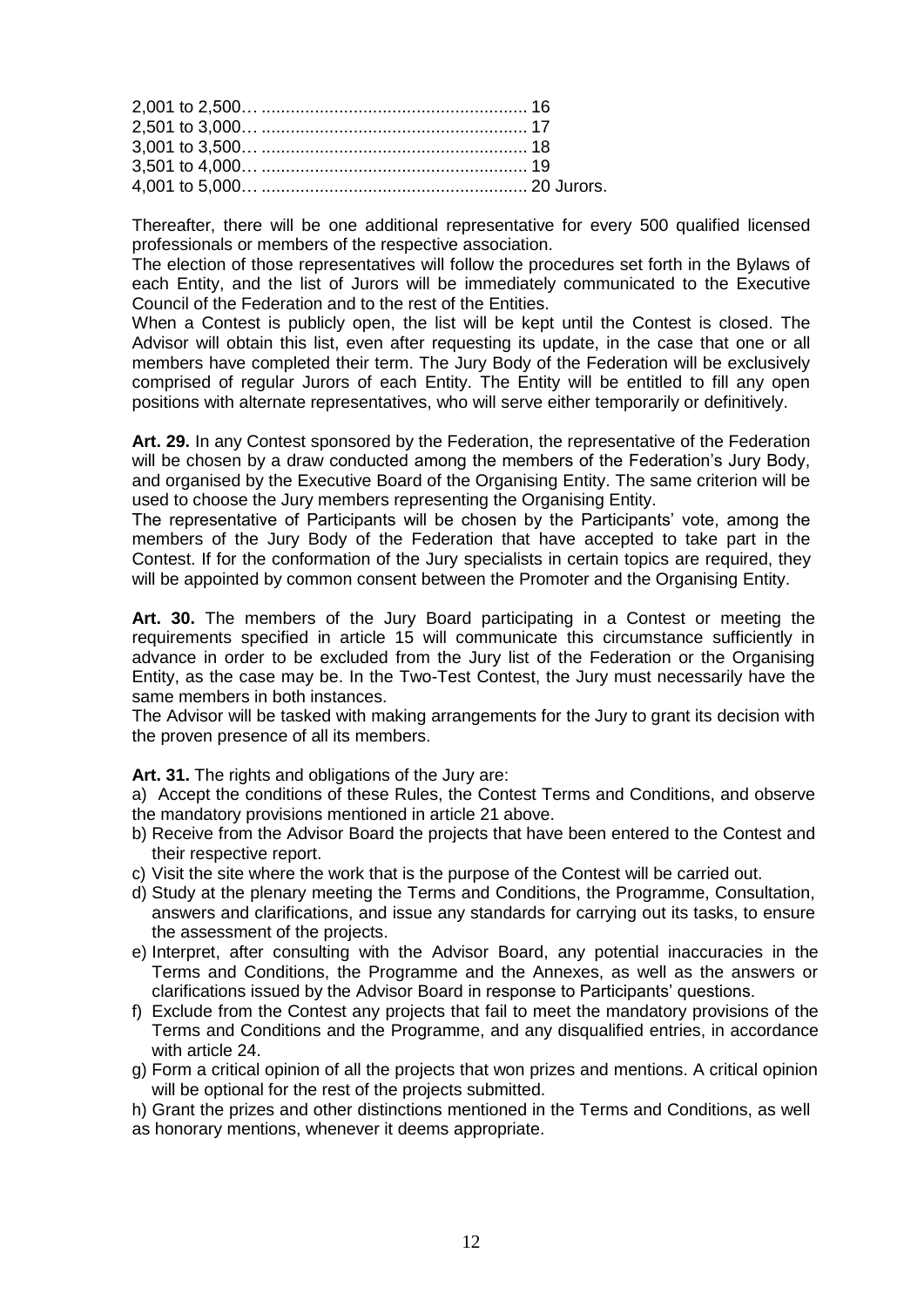2,001 to 2,500… ....................................................... 16
2,501 to 3,000… ....................................................... 17
3,001 to 3,500… ....................................................... 18
3,501 to 4,000… ....................................................... 19
4,001 to 5,000… ....................................................... 20 Jurors.

Thereafter, there will be one additional representative for every 500 qualified licensed professionals or members of the respective association.
The election of those representatives will follow the procedures set forth in the Bylaws of each Entity, and the list of Jurors will be immediately communicated to the Executive Council of the Federation and to the rest of the Entities.
When a Contest is publicly open, the list will be kept until the Contest is closed. The Advisor will obtain this list, even after requesting its update, in the case that one or all members have completed their term. The Jury Body of the Federation will be exclusively comprised of regular Jurors of each Entity. The Entity will be entitled to fill any open positions with alternate representatives, who will serve either temporarily or definitively.

**Art. 29.** In any Contest sponsored by the Federation, the representative of the Federation will be chosen by a draw conducted among the members of the Federation's Jury Body, and organised by the Executive Board of the Organising Entity. The same criterion will be used to choose the Jury members representing the Organising Entity.
The representative of Participants will be chosen by the Participants' vote, among the members of the Jury Body of the Federation that have accepted to take part in the Contest. If for the conformation of the Jury specialists in certain topics are required, they will be appointed by common consent between the Promoter and the Organising Entity.

**Art. 30.** The members of the Jury Board participating in a Contest or meeting the requirements specified in article 15 will communicate this circumstance sufficiently in advance in order to be excluded from the Jury list of the Federation or the Organising Entity, as the case may be. In the Two-Test Contest, the Jury must necessarily have the same members in both instances.
The Advisor will be tasked with making arrangements for the Jury to grant its decision with the proven presence of all its members.

**Art. 31.** The rights and obligations of the Jury are:

a) Accept the conditions of these Rules, the Contest Terms and Conditions, and observe the mandatory provisions mentioned in article 21 above.
b) Receive from the Advisor Board the projects that have been entered to the Contest and their respective report.
c) Visit the site where the work that is the purpose of the Contest will be carried out.
d) Study at the plenary meeting the Terms and Conditions, the Programme, Consultation, answers and clarifications, and issue any standards for carrying out its tasks, to ensure the assessment of the projects.
e) Interpret, after consulting with the Advisor Board, any potential inaccuracies in the Terms and Conditions, the Programme and the Annexes, as well as the answers or clarifications issued by the Advisor Board in response to Participants' questions.
f) Exclude from the Contest any projects that fail to meet the mandatory provisions of the Terms and Conditions and the Programme, and any disqualified entries, in accordance with article 24.
g) Form a critical opinion of all the projects that won prizes and mentions. A critical opinion will be optional for the rest of the projects submitted.
h) Grant the prizes and other distinctions mentioned in the Terms and Conditions, as well as honorary mentions, whenever it deems appropriate.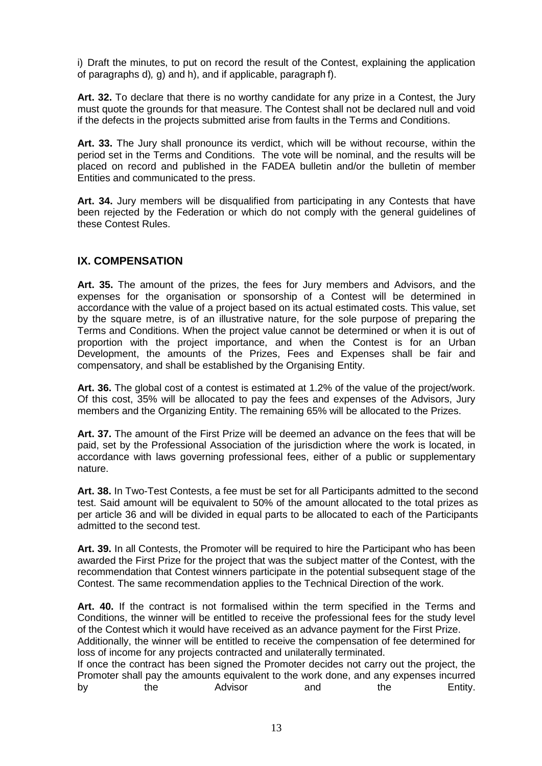i) Draft the minutes, to put on record the result of the Contest, explaining the application of paragraphs d), g) and h), and if applicable, paragraph f).

**Art. 32.** To declare that there is no worthy candidate for any prize in a Contest, the Jury must quote the grounds for that measure. The Contest shall not be declared null and void if the defects in the projects submitted arise from faults in the Terms and Conditions.

**Art. 33.** The Jury shall pronounce its verdict, which will be without recourse, within the period set in the Terms and Conditions. The vote will be nominal, and the results will be placed on record and published in the FADEA bulletin and/or the bulletin of member Entities and communicated to the press.

**Art. 34.** Jury members will be disqualified from participating in any Contests that have been rejected by the Federation or which do not comply with the general guidelines of these Contest Rules.

## IX. COMPENSATION

**Art. 35.** The amount of the prizes, the fees for Jury members and Advisors, and the expenses for the organisation or sponsorship of a Contest will be determined in accordance with the value of a project based on its actual estimated costs. This value, set by the square metre, is of an illustrative nature, for the sole purpose of preparing the Terms and Conditions. When the project value cannot be determined or when it is out of proportion with the project importance, and when the Contest is for an Urban Development, the amounts of the Prizes, Fees and Expenses shall be fair and compensatory, and shall be established by the Organising Entity.

**Art. 36.** The global cost of a contest is estimated at 1.2% of the value of the project/work. Of this cost, 35% will be allocated to pay the fees and expenses of the Advisors, Jury members and the Organizing Entity. The remaining 65% will be allocated to the Prizes.

**Art. 37.** The amount of the First Prize will be deemed an advance on the fees that will be paid, set by the Professional Association of the jurisdiction where the work is located, in accordance with laws governing professional fees, either of a public or supplementary nature.

**Art. 38.** In Two-Test Contests, a fee must be set for all Participants admitted to the second test. Said amount will be equivalent to 50% of the amount allocated to the total prizes as per article 36 and will be divided in equal parts to be allocated to each of the Participants admitted to the second test.

**Art. 39.** In all Contests, the Promoter will be required to hire the Participant who has been awarded the First Prize for the project that was the subject matter of the Contest, with the recommendation that Contest winners participate in the potential subsequent stage of the Contest. The same recommendation applies to the Technical Direction of the work.

**Art. 40.** If the contract is not formalised within the term specified in the Terms and Conditions, the winner will be entitled to receive the professional fees for the study level of the Contest which it would have received as an advance payment for the First Prize.
Additionally, the winner will be entitled to receive the compensation of fee determined for loss of income for any projects contracted and unilaterally terminated.
If once the contract has been signed the Promoter decides not carry out the project, the Promoter shall pay the amounts equivalent to the work done, and any expenses incurred by the Advisor and the Entity.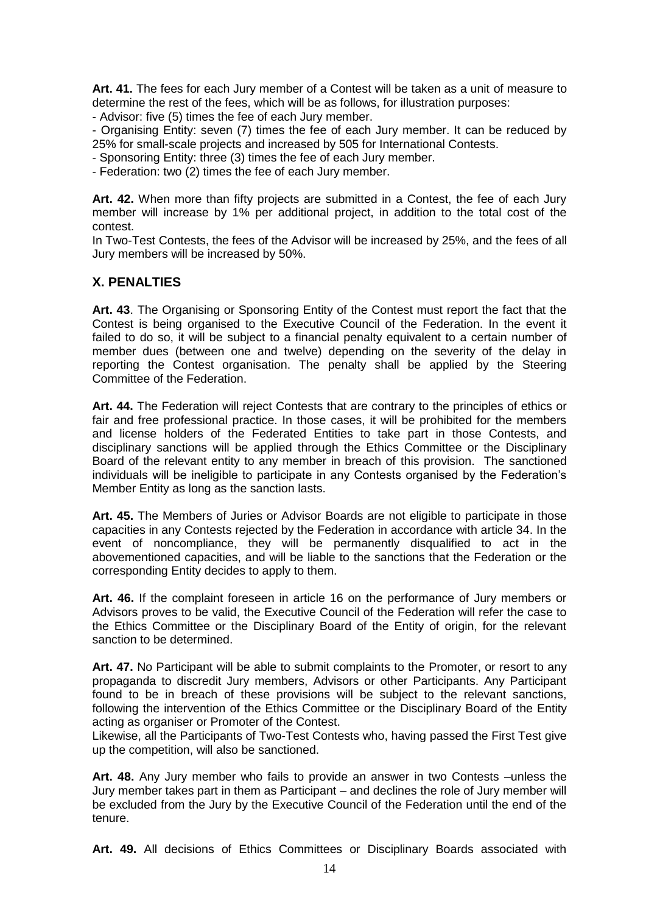**Art. 41.** The fees for each Jury member of a Contest will be taken as a unit of measure to determine the rest of the fees, which will be as follows, for illustration purposes:

- Advisor: five (5) times the fee of each Jury member.
- Organising Entity: seven (7) times the fee of each Jury member. It can be reduced by 25% for small-scale projects and increased by 505 for International Contests.
- Sponsoring Entity: three (3) times the fee of each Jury member.
- Federation: two (2) times the fee of each Jury member.

**Art. 42.** When more than fifty projects are submitted in a Contest, the fee of each Jury member will increase by 1% per additional project, in addition to the total cost of the contest.

In Two-Test Contests, the fees of the Advisor will be increased by 25%, and the fees of all Jury members will be increased by 50%.

## X. PENALTIES

**Art. 43**. The Organising or Sponsoring Entity of the Contest must report the fact that the Contest is being organised to the Executive Council of the Federation. In the event it failed to do so, it will be subject to a financial penalty equivalent to a certain number of member dues (between one and twelve) depending on the severity of the delay in reporting the Contest organisation. The penalty shall be applied by the Steering Committee of the Federation.

**Art. 44.** The Federation will reject Contests that are contrary to the principles of ethics or fair and free professional practice. In those cases, it will be prohibited for the members and license holders of the Federated Entities to take part in those Contests, and disciplinary sanctions will be applied through the Ethics Committee or the Disciplinary Board of the relevant entity to any member in breach of this provision. The sanctioned individuals will be ineligible to participate in any Contests organised by the Federation's Member Entity as long as the sanction lasts.

**Art. 45.** The Members of Juries or Advisor Boards are not eligible to participate in those capacities in any Contests rejected by the Federation in accordance with article 34. In the event of noncompliance, they will be permanently disqualified to act in the abovementioned capacities, and will be liable to the sanctions that the Federation or the corresponding Entity decides to apply to them.

**Art. 46.** If the complaint foreseen in article 16 on the performance of Jury members or Advisors proves to be valid, the Executive Council of the Federation will refer the case to the Ethics Committee or the Disciplinary Board of the Entity of origin, for the relevant sanction to be determined.

**Art. 47.** No Participant will be able to submit complaints to the Promoter, or resort to any propaganda to discredit Jury members, Advisors or other Participants. Any Participant found to be in breach of these provisions will be subject to the relevant sanctions, following the intervention of the Ethics Committee or the Disciplinary Board of the Entity acting as organiser or Promoter of the Contest.

Likewise, all the Participants of Two-Test Contests who, having passed the First Test give up the competition, will also be sanctioned.

**Art. 48.** Any Jury member who fails to provide an answer in two Contests –unless the Jury member takes part in them as Participant – and declines the role of Jury member will be excluded from the Jury by the Executive Council of the Federation until the end of the tenure.

**Art. 49.** All decisions of Ethics Committees or Disciplinary Boards associated with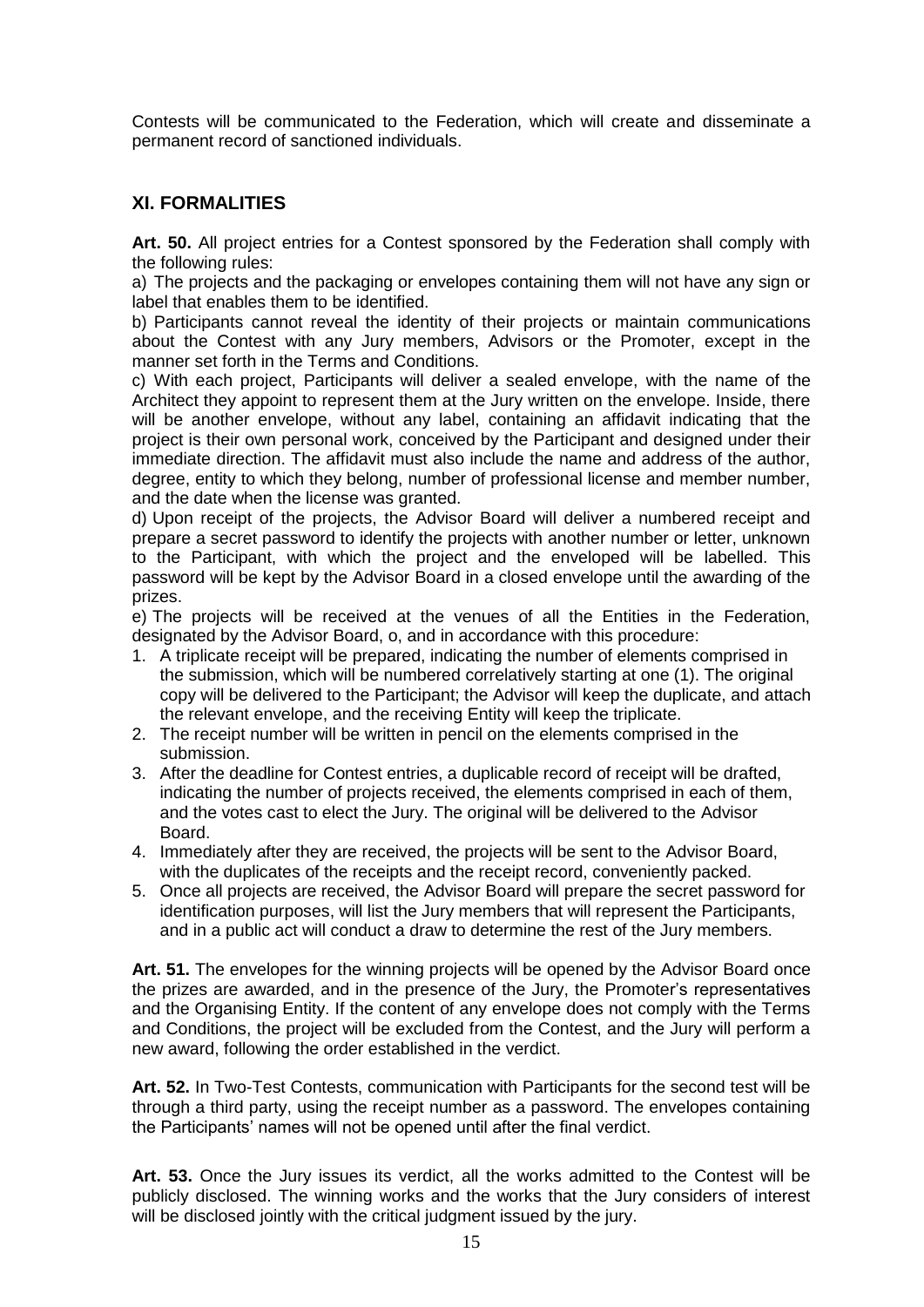Contests will be communicated to the Federation, which will create and disseminate a permanent record of sanctioned individuals.

## XI. FORMALITIES

**Art. 50.** All project entries for a Contest sponsored by the Federation shall comply with the following rules:

a) The projects and the packaging or envelopes containing them will not have any sign or label that enables them to be identified.

b) Participants cannot reveal the identity of their projects or maintain communications about the Contest with any Jury members, Advisors or the Promoter, except in the manner set forth in the Terms and Conditions.

c) With each project, Participants will deliver a sealed envelope, with the name of the Architect they appoint to represent them at the Jury written on the envelope. Inside, there will be another envelope, without any label, containing an affidavit indicating that the project is their own personal work, conceived by the Participant and designed under their immediate direction. The affidavit must also include the name and address of the author, degree, entity to which they belong, number of professional license and member number, and the date when the license was granted.

d) Upon receipt of the projects, the Advisor Board will deliver a numbered receipt and prepare a secret password to identify the projects with another number or letter, unknown to the Participant, with which the project and the enveloped will be labelled. This password will be kept by the Advisor Board in a closed envelope until the awarding of the prizes.

e) The projects will be received at the venues of all the Entities in the Federation, designated by the Advisor Board, o, and in accordance with this procedure:

1. A triplicate receipt will be prepared, indicating the number of elements comprised in the submission, which will be numbered correlatively starting at one (1). The original copy will be delivered to the Participant; the Advisor will keep the duplicate, and attach the relevant envelope, and the receiving Entity will keep the triplicate.
2. The receipt number will be written in pencil on the elements comprised in the submission.
3. After the deadline for Contest entries, a duplicable record of receipt will be drafted, indicating the number of projects received, the elements comprised in each of them, and the votes cast to elect the Jury. The original will be delivered to the Advisor Board.
4. Immediately after they are received, the projects will be sent to the Advisor Board, with the duplicates of the receipts and the receipt record, conveniently packed.
5. Once all projects are received, the Advisor Board will prepare the secret password for identification purposes, will list the Jury members that will represent the Participants, and in a public act will conduct a draw to determine the rest of the Jury members.

**Art. 51.** The envelopes for the winning projects will be opened by the Advisor Board once the prizes are awarded, and in the presence of the Jury, the Promoter's representatives and the Organising Entity. If the content of any envelope does not comply with the Terms and Conditions, the project will be excluded from the Contest, and the Jury will perform a new award, following the order established in the verdict.

**Art. 52.** In Two-Test Contests, communication with Participants for the second test will be through a third party, using the receipt number as a password. The envelopes containing the Participants' names will not be opened until after the final verdict.

**Art. 53.** Once the Jury issues its verdict, all the works admitted to the Contest will be publicly disclosed. The winning works and the works that the Jury considers of interest will be disclosed jointly with the critical judgment issued by the jury.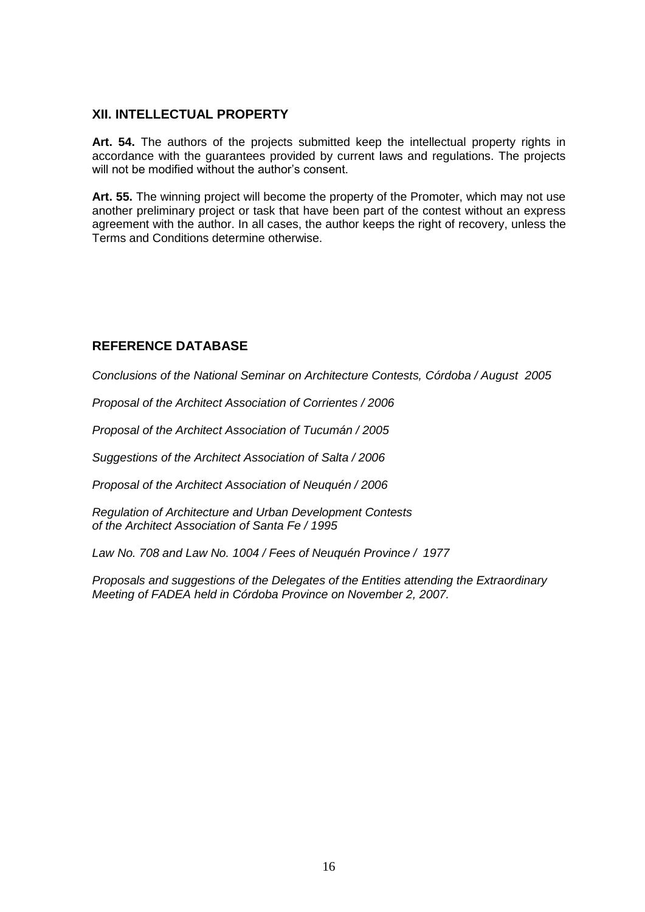## XII. INTELLECTUAL PROPERTY

**Art. 54.** The authors of the projects submitted keep the intellectual property rights in accordance with the guarantees provided by current laws and regulations. The projects will not be modified without the author's consent.

**Art. 55.** The winning project will become the property of the Promoter, which may not use another preliminary project or task that have been part of the contest without an express agreement with the author. In all cases, the author keeps the right of recovery, unless the Terms and Conditions determine otherwise.

## REFERENCE DATABASE

*Conclusions of the National Seminar on Architecture Contests, Córdoba / August 2005*

*Proposal of the Architect Association of Corrientes / 2006*

*Proposal of the Architect Association of Tucumán / 2005*

*Suggestions of the Architect Association of Salta / 2006*

*Proposal of the Architect Association of Neuquén / 2006*

*Regulation of Architecture and Urban Development Contests of the Architect Association of Santa Fe / 1995*

*Law No. 708 and Law No. 1004 / Fees of Neuquén Province / 1977*

*Proposals and suggestions of the Delegates of the Entities attending the Extraordinary Meeting of FADEA held in Córdoba Province on November 2, 2007.*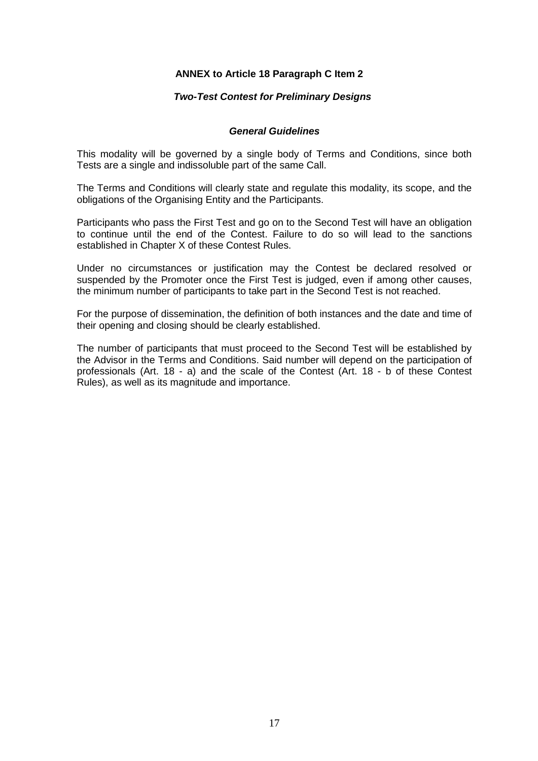**ANNEX to Article 18 Paragraph C Item 2**

***Two-Test Contest for Preliminary Designs***

***General Guidelines***

This modality will be governed by a single body of Terms and Conditions, since both Tests are a single and indissoluble part of the same Call.

The Terms and Conditions will clearly state and regulate this modality, its scope, and the obligations of the Organising Entity and the Participants.

Participants who pass the First Test and go on to the Second Test will have an obligation to continue until the end of the Contest. Failure to do so will lead to the sanctions established in Chapter X of these Contest Rules.

Under no circumstances or justification may the Contest be declared resolved or suspended by the Promoter once the First Test is judged, even if among other causes, the minimum number of participants to take part in the Second Test is not reached.

For the purpose of dissemination, the definition of both instances and the date and time of their opening and closing should be clearly established.

The number of participants that must proceed to the Second Test will be established by the Advisor in the Terms and Conditions. Said number will depend on the participation of professionals (Art. 18 - a) and the scale of the Contest (Art. 18 - b of these Contest Rules), as well as its magnitude and importance.